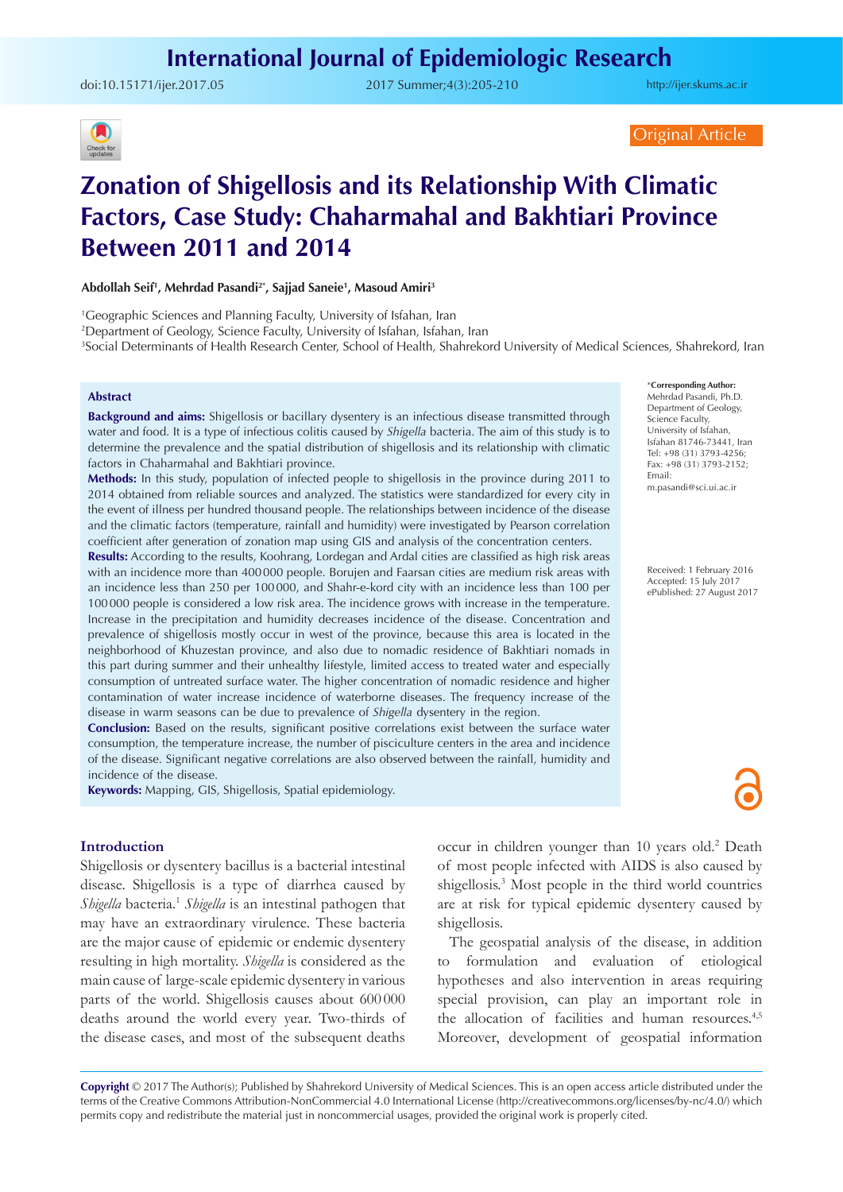# Zonation of Shigellosis and its Relationship With Climatic Factors, Case Study: Chaharmahal and Bakhtiari Province Between 2011 and 2014

Original Article

**Abdollah Seif[1], Mehrdad Pasandi[2*], Sajjad Saneie[1], Masoud Amiri[3]**

[1]Geographic Sciences and Planning Faculty, University of Isfahan, Iran
[2]Department of Geology, Science Faculty, University of Isfahan, Isfahan, Iran
[3]Social Determinants of Health Research Center, School of Health, Shahrekord University of Medical Sciences, Shahrekord, Iran

\*Corresponding Author: Mehrdad Pasandi, Ph.D. Department of Geology, Science Faculty, University of Isfahan, Isfahan 81746-73441, Iran
Tel: +98 (31) 3793-4256; Fax: +98 (31) 3793-2152; Email: m.pasandi@sci.ui.ac.ir

Received: 1 February 2016
Accepted: 15 July 2017
ePublished: 27 August 2017

## Abstract

**Background and aims:** Shigellosis or bacillary dysentery is an infectious disease transmitted through water and food. It is a type of infectious colitis caused by *Shigella* bacteria. The aim of this study is to determine the prevalence and the spatial distribution of shigellosis and its relationship with climatic factors in Chaharmahal and Bakhtiari province.

**Methods:** In this study, population of infected people to shigellosis in the province during 2011 to 2014 obtained from reliable sources and analyzed. The statistics were standardized for every city in the event of illness per hundred thousand people. The relationships between incidence of the disease and the climatic factors (temperature, rainfall and humidity) were investigated by Pearson correlation coefficient after generation of zonation map using GIS and analysis of the concentration centers.

**Results:** According to the results, Koohrang, Lordegan and Ardal cities are classified as high risk areas with an incidence more than 400 000 people. Borujen and Faarsan cities are medium risk areas with an incidence less than 250 per 100 000, and Shahr-e-kord city with an incidence less than 100 per 100 000 people is considered a low risk area. The incidence grows with increase in the temperature. Increase in the precipitation and humidity decreases incidence of the disease. Concentration and prevalence of shigellosis mostly occur in west of the province, because this area is located in the neighborhood of Khuzestan province, and also due to nomadic residence of Bakhtiari nomads in this part during summer and their unhealthy lifestyle, limited access to treated water and especially consumption of untreated surface water. The higher concentration of nomadic residence and higher contamination of water increase incidence of waterborne diseases. The frequency increase of the disease in warm seasons can be due to prevalence of *Shigella* dysentery in the region.

**Conclusion:** Based on the results, significant positive correlations exist between the surface water consumption, the temperature increase, the number of pisciculture centers in the area and incidence of the disease. Significant negative correlations are also observed between the rainfall, humidity and incidence of the disease.

**Keywords:** Mapping, GIS, Shigellosis, Spatial epidemiology.

## Introduction

Shigellosis or dysentery bacillus is a bacterial intestinal disease. Shigellosis is a type of diarrhea caused by *Shigella* bacteria.[1] *Shigella* is an intestinal pathogen that may have an extraordinary virulence. These bacteria are the major cause of epidemic or endemic dysentery resulting in high mortality. *Shigella* is considered as the main cause of large-scale epidemic dysentery in various parts of the world. Shigellosis causes about 600 000 deaths around the world every year. Two-thirds of the disease cases, and most of the subsequent deaths occur in children younger than 10 years old.[2] Death of most people infected with AIDS is also caused by shigellosis.[3] Most people in the third world countries are at risk for typical epidemic dysentery caused by shigellosis.

The geospatial analysis of the disease, in addition to formulation and evaluation of etiological hypotheses and also intervention in areas requiring special provision, can play an important role in the allocation of facilities and human resources.[4,5] Moreover, development of geospatial information

**Copyright** © 2017 The Author(s); Published by Shahrekord University of Medical Sciences. This is an open access article distributed under the terms of the Creative Commons Attribution-NonCommercial 4.0 International License (http://creativecommons.org/licenses/by-nc/4.0/) which permits copy and redistribute the material just in noncommercial usages, provided the original work is properly cited.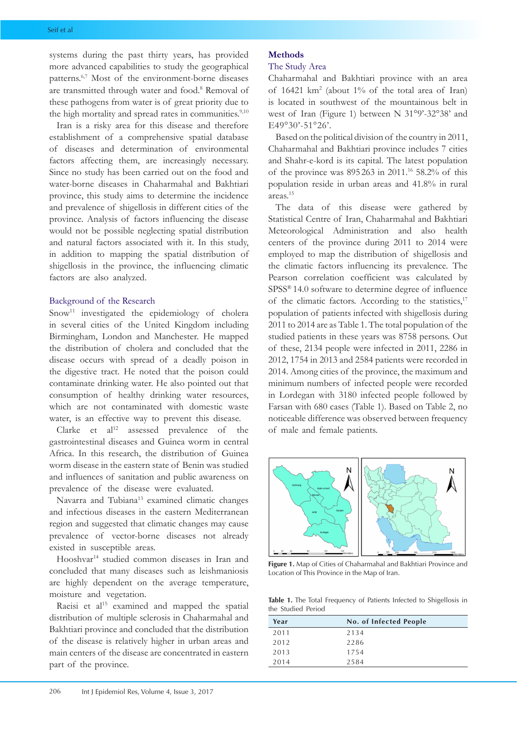systems during the past thirty years, has provided more advanced capabilities to study the geographical patterns.[6,7] Most of the environment-borne diseases are transmitted through water and food.[8] Removal of these pathogens from water is of great priority due to the high mortality and spread rates in communities.[9,10]

Iran is a risky area for this disease and therefore establishment of a comprehensive spatial database of diseases and determination of environmental factors affecting them, are increasingly necessary. Since no study has been carried out on the food and water-borne diseases in Chaharmahal and Bakhtiari province, this study aims to determine the incidence and prevalence of shigellosis in different cities of the province. Analysis of factors influencing the disease would not be possible neglecting spatial distribution and natural factors associated with it. In this study, in addition to mapping the spatial distribution of shigellosis in the province, the influencing climatic factors are also analyzed.

### Background of the Research

Snow[11] investigated the epidemiology of cholera in several cities of the United Kingdom including Birmingham, London and Manchester. He mapped the distribution of cholera and concluded that the disease occurs with spread of a deadly poison in the digestive tract. He noted that the poison could contaminate drinking water. He also pointed out that consumption of healthy drinking water resources, which are not contaminated with domestic waste water, is an effective way to prevent this disease.

Clarke et al[12] assessed prevalence of the gastrointestinal diseases and Guinea worm in central Africa. In this research, the distribution of Guinea worm disease in the eastern state of Benin was studied and influences of sanitation and public awareness on prevalence of the disease were evaluated.

Navarra and Tubiana[13] examined climatic changes and infectious diseases in the eastern Mediterranean region and suggested that climatic changes may cause prevalence of vector-borne diseases not already existed in susceptible areas.

Hooshvar[14] studied common diseases in Iran and concluded that many diseases such as leishmaniosis are highly dependent on the average temperature, moisture and vegetation.

Raeisi et al[15] examined and mapped the spatial distribution of multiple sclerosis in Chaharmahal and Bakhtiari province and concluded that the distribution of the disease is relatively higher in urban areas and main centers of the disease are concentrated in eastern part of the province.

## Methods

### The Study Area

Chaharmahal and Bakhtiari province with an area of 16421 km$^2$ (about 1% of the total area of Iran) is located in southwest of the mountainous belt in west of Iran (Figure 1) between N 31°9'-32°38' and E49°30'-51°26'.

Based on the political division of the country in 2011, Chaharmahal and Bakhtiari province includes 7 cities and Shahr-e-kord is its capital. The latest population of the province was 895 263 in 2011.[16] 58.2% of this population reside in urban areas and 41.8% in rural areas.[15]

The data of this disease were gathered by Statistical Centre of Iran, Chaharmahal and Bakhtiari Meteorological Administration and also health centers of the province during 2011 to 2014 were employed to map the distribution of shigellosis and the climatic factors influencing its prevalence. The Pearson correlation coefficient was calculated by SPSS® 14.0 software to determine degree of influence of the climatic factors. According to the statistics,[17] population of patients infected with shigellosis during 2011 to 2014 are as Table 1. The total population of the studied patients in these years was 8758 persons. Out of these, 2134 people were infected in 2011, 2286 in 2012, 1754 in 2013 and 2584 patients were recorded in 2014. Among cities of the province, the maximum and minimum numbers of infected people were recorded in Lordegan with 3180 infected people followed by Farsan with 680 cases (Table 1). Based on Table 2, no noticeable difference was observed between frequency of male and female patients.

**Figure 1.** Map of Cities of Chaharmahal and Bakhtiari Province and Location of This Province in the Map of Iran.

**Table 1.** The Total Frequency of Patients Infected to Shigellosis in the Studied Period

| Year | No. of Infected People |
|---|---|
| 2011 | 2134 |
| 2012 | 2286 |
| 2013 | 1754 |
| 2014 | 2584 |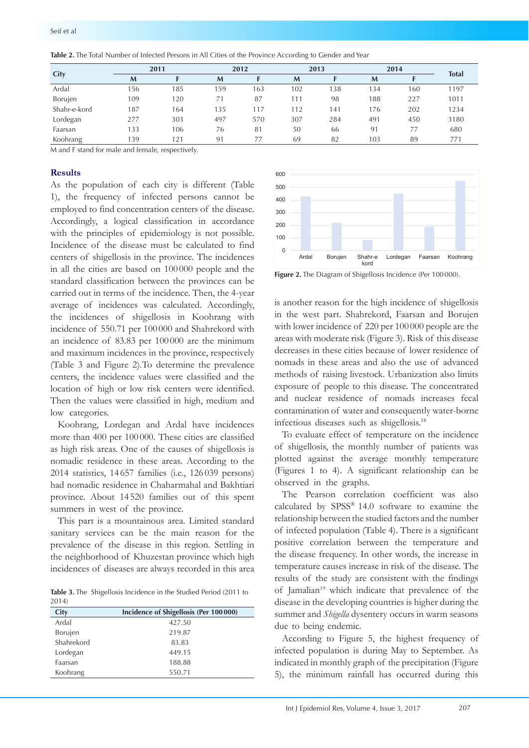**Table 2.** The Total Number of Infected Persons in All Cities of the Province According to Gender and Year

| City | 2011 | | 2012 | | 2013 | | 2014 | | Total |
|---|---|---|---|---|---|---|---|---|---|
| | M | F | M | F | M | F | M | F | |
| Ardal | 156 | 185 | 159 | 163 | 102 | 138 | 134 | 160 | 1197 |
| Borujen | 109 | 120 | 71 | 87 | 111 | 98 | 188 | 227 | 1011 |
| Shahr-e-kord | 187 | 164 | 135 | 117 | 112 | 141 | 176 | 202 | 1234 |
| Lordegan | 277 | 303 | 497 | 570 | 307 | 284 | 491 | 450 | 3180 |
| Faarsan | 133 | 106 | 76 | 81 | 50 | 66 | 91 | 77 | 680 |
| Koohrang | 139 | 121 | 91 | 77 | 69 | 82 | 103 | 89 | 771 |

M and F stand for male and female, respectively.

## Results

As the population of each city is different (Table 1), the frequency of infected persons cannot be employed to find concentration centers of the disease. Accordingly, a logical classification in accordance with the principles of epidemiology is not possible. Incidence of the disease must be calculated to find centers of shigellosis in the province. The incidences in all the cities are based on 100 000 people and the standard classification between the provinces can be carried out in terms of the incidence. Then, the 4-year average of incidences was calculated. Accordingly, the incidences of shigellosis in Koohrang with incidence of 550.71 per 100 000 and Shahrekord with an incidence of 83.83 per 100 000 are the minimum and maximum incidences in the province, respectively (Table 3 and Figure 2).To determine the prevalence centers, the incidence values were classified and the location of high or low risk centers were identified. Then the values were classified in high, medium and low categories.

Koohrang, Lordegan and Ardal have incidences more than 400 per 100 000. These cities are classified as high risk areas. One of the causes of shigellosis is nomadic residence in these areas. According to the 2014 statistics, 14 657 families (i.e., 126 039 persons) had nomadic residence in Chaharmahal and Bakhtiari province. About 14 520 families out of this spent summers in west of the province.

This part is a mountainous area. Limited standard sanitary services can be the main reason for the prevalence of the disease in this region. Settling in the neighborhood of Khuzestan province which high incidences of diseases are always recorded in this area is another reason for the high incidence of shigellosis in the west part. Shahrekord, Faarsan and Borujen with lower incidence of 220 per 100 000 people are the areas with moderate risk (Figure 3). Risk of this disease decreases in these cities because of lower residence of nomads in these areas and also the use of advanced methods of raising livestock. Urbanization also limits exposure of people to this disease. The concentrated and nuclear residence of nomads increases fecal contamination of water and consequently water-borne infectious diseases such as shigellosis.[18]

**Table 3.** The Shigellosis Incidence in the Studied Period (2011 to 2014)

| City | Incidence of Shigellosis (Per 100 000) |
|---|---|
| Ardal | 427.50 |
| Borujen | 219.87 |
| Shahrekord | 83.83 |
| Lordegan | 449.15 |
| Faarsan | 188.88 |
| Koohrang | 550.71 |

**Figure 2.** The Diagram of Shigellosis Incidence (Per 100 000).

To evaluate effect of temperature on the incidence of shigellosis, the monthly number of patients was plotted against the average monthly temperature (Figures 1 to 4). A significant relationship can be observed in the graphs.

The Pearson correlation coefficient was also calculated by SPSS® 14.0 software to examine the relationship between the studied factors and the number of infected population (Table 4). There is a significant positive correlation between the temperature and the disease frequency. In other words, the increase in temperature causes increase in risk of the disease. The results of the study are consistent with the findings of Jamalian[19] which indicate that prevalence of the disease in the developing countries is higher during the summer and *Shigella* dysentery occurs in warm seasons due to being endemic.

According to Figure 5, the highest frequency of infected population is during May to September. As indicated in monthly graph of the precipitation (Figure 5), the minimum rainfall has occurred during this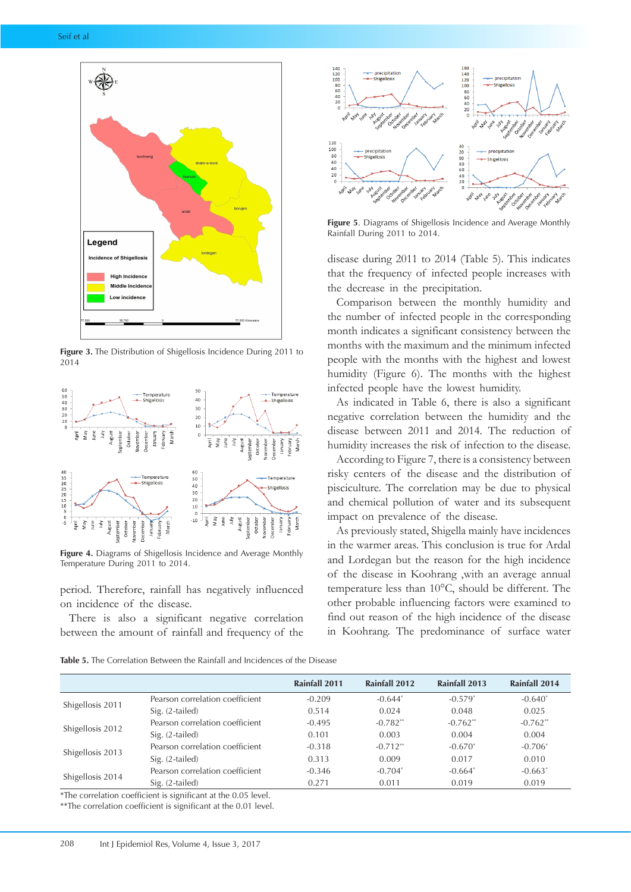Figure 3. The Distribution of Shigellosis Incidence During 2011 to 2014

Figure 4. Diagrams of Shigellosis Incidence and Average Monthly Temperature During 2011 to 2014.

period. Therefore, rainfall has negatively influenced on incidence of the disease.

There is also a significant negative correlation between the amount of rainfall and frequency of the disease during 2011 to 2014 (Table 5). This indicates that the frequency of infected people increases with the decrease in the precipitation.

Figure 5. Diagrams of Shigellosis Incidence and Average Monthly Rainfall During 2011 to 2014.

Comparison between the monthly humidity and the number of infected people in the corresponding month indicates a significant consistency between the months with the maximum and the minimum infected people with the months with the highest and lowest humidity (Figure 6). The months with the highest infected people have the lowest humidity.

As indicated in Table 6, there is also a significant negative correlation between the humidity and the disease between 2011 and 2014. The reduction of humidity increases the risk of infection to the disease.

According to Figure 7, there is a consistency between risky centers of the disease and the distribution of pisciculture. The correlation may be due to physical and chemical pollution of water and its subsequent impact on prevalence of the disease.

As previously stated, Shigella mainly have incidences in the warmer areas. This conclusion is true for Ardal and Lordegan but the reason for the high incidence of the disease in Koohrang ,with an average annual temperature less than 10°C, should be different. The other probable influencing factors were examined to find out reason of the high incidence of the disease in Koohrang. The predominance of surface water

**Table 5.** The Correlation Between the Rainfall and Incidences of the Disease

| | | Rainfall 2011 | Rainfall 2012 | Rainfall 2013 | Rainfall 2014 |
|---|---|---|---|---|---|
| Shigellosis 2011 | Pearson correlation coefficient | -0.209 | -0.644* | -0.579* | -0.640* |
| | Sig. (2-tailed) | 0.514 | 0.024 | 0.048 | 0.025 |
| Shigellosis 2012 | Pearson correlation coefficient | -0.495 | -0.782** | -0.762** | -0.762** |
| | Sig. (2-tailed) | 0.101 | 0.003 | 0.004 | 0.004 |
| Shigellosis 2013 | Pearson correlation coefficient | -0.318 | -0.712** | -0.670* | -0.706* |
| | Sig. (2-tailed) | 0.313 | 0.009 | 0.017 | 0.010 |
| Shigellosis 2014 | Pearson correlation coefficient | -0.346 | -0.704* | -0.664* | -0.663* |
| | Sig. (2-tailed) | 0.271 | 0.011 | 0.019 | 0.019 |

*The correlation coefficient is significant at the 0.05 level.
**The correlation coefficient is significant at the 0.01 level.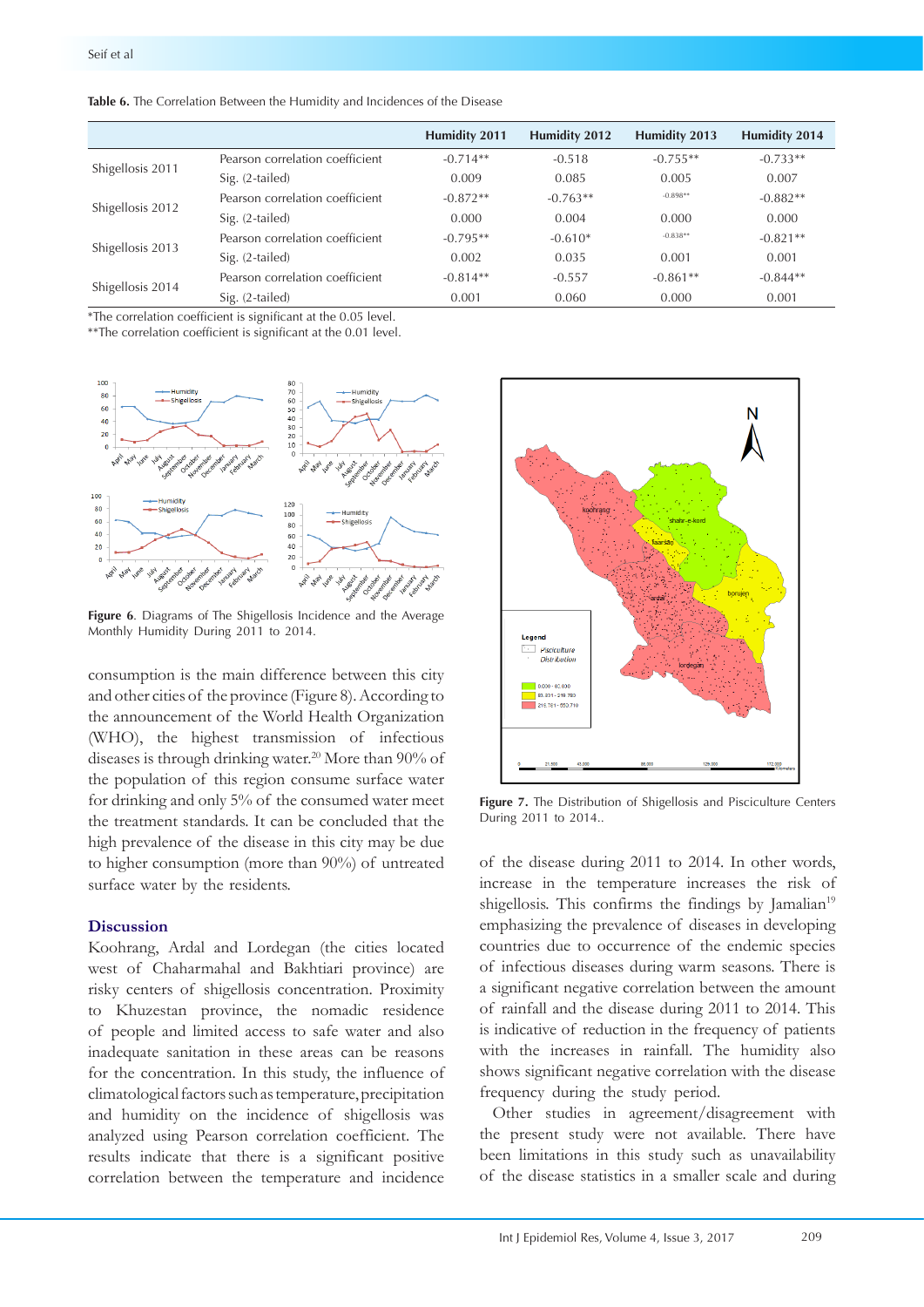**Table 6.** The Correlation Between the Humidity and Incidences of the Disease

| | | Humidity 2011 | Humidity 2012 | Humidity 2013 | Humidity 2014 |
|---|---|---|---|---|---|
| Shigellosis 2011 | Pearson correlation coefficient | -0.714** | -0.518 | -0.755** | -0.733** |
| | Sig. (2-tailed) | 0.009 | 0.085 | 0.005 | 0.007 |
| Shigellosis 2012 | Pearson correlation coefficient | -0.872** | -0.763** | -0.898** | -0.882** |
| | Sig. (2-tailed) | 0.000 | 0.004 | 0.000 | 0.000 |
| Shigellosis 2013 | Pearson correlation coefficient | -0.795** | -0.610* | -0.838** | -0.821** |
| | Sig. (2-tailed) | 0.002 | 0.035 | 0.001 | 0.001 |
| Shigellosis 2014 | Pearson correlation coefficient | -0.814** | -0.557 | -0.861** | -0.844** |
| | Sig. (2-tailed) | 0.001 | 0.060 | 0.000 | 0.001 |

*The correlation coefficient is significant at the 0.05 level.
**The correlation coefficient is significant at the 0.01 level.

**Figure 6.** Diagrams of The Shigellosis Incidence and the Average Monthly Humidity During 2011 to 2014.

consumption is the main difference between this city and other cities of the province (Figure 8). According to the announcement of the World Health Organization (WHO), the highest transmission of infectious diseases is through drinking water.[20] More than 90% of the population of this region consume surface water for drinking and only 5% of the consumed water meet the treatment standards. It can be concluded that the high prevalence of the disease in this city may be due to higher consumption (more than 90%) of untreated surface water by the residents.

## Discussion

Koohrang, Ardal and Lordegan (the cities located west of Chaharmahal and Bakhtiari province) are risky centers of shigellosis concentration. Proximity to Khuzestan province, the nomadic residence of people and limited access to safe water and also inadequate sanitation in these areas can be reasons for the concentration. In this study, the influence of climatological factors such as temperature, precipitation and humidity on the incidence of shigellosis was analyzed using Pearson correlation coefficient. The results indicate that there is a significant positive correlation between the temperature and incidence of the disease during 2011 to 2014. In other words, increase in the temperature increases the risk of shigellosis. This confirms the findings by Jamalian[19] emphasizing the prevalence of diseases in developing countries due to occurrence of the endemic species of infectious diseases during warm seasons. There is a significant negative correlation between the amount of rainfall and the disease during 2011 to 2014. This is indicative of reduction in the frequency of patients with the increases in rainfall. The humidity also shows significant negative correlation with the disease frequency during the study period.

**Figure 7.** The Distribution of Shigellosis and Pisciculture Centers During 2011 to 2014..

Other studies in agreement/disagreement with the present study were not available. There have been limitations in this study such as unavailability of the disease statistics in a smaller scale and during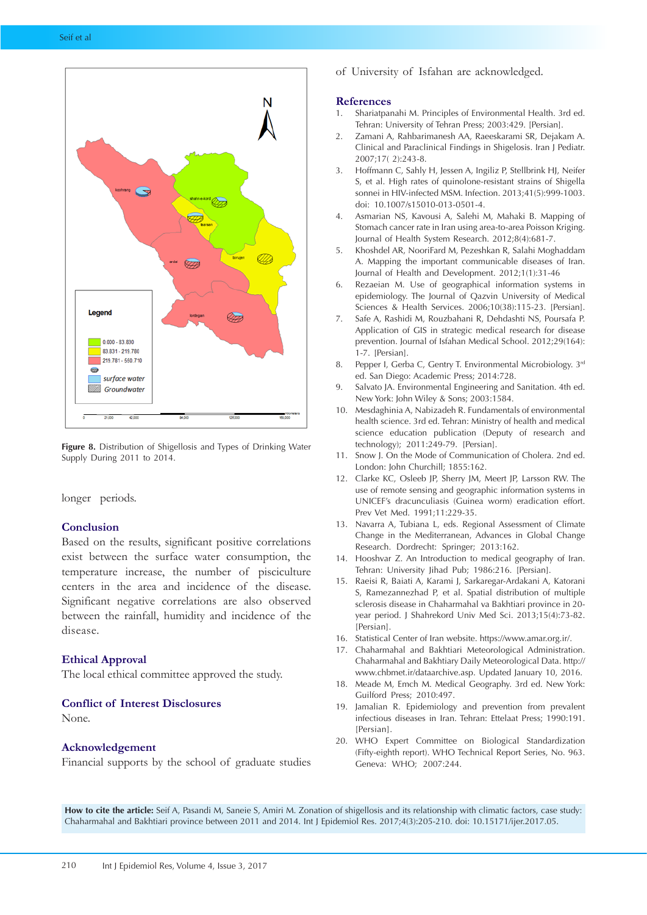N

koohrang

shahr-e-kord

farsan

boroujen

ardal

lordegan

Legend

0.000 - 83.830

83.831 - 219.780

219.781 - 550.710

surface water

Groundwater

0 21,000 42,000 84,000 126000 168,000 Kilometers

**Figure 8.** Distribution of Shigellosis and Types of Drinking Water Supply During 2011 to 2014.

longer periods.

## Conclusion

Based on the results, significant positive correlations exist between the surface water consumption, the temperature increase, the number of pisciculture centers in the area and incidence of the disease. Significant negative correlations are also observed between the rainfall, humidity and incidence of the disease.

## Ethical Approval

The local ethical committee approved the study.

## Conflict of Interest Disclosures

None.

## Acknowledgement

Financial supports by the school of graduate studies of University of Isfahan are acknowledged.

## References

1. Shariatpanahi M. Principles of Environmental Health. 3rd ed. Tehran: University of Tehran Press; 2003:429. [Persian].
2. Zamani A, Rahbarimanesh AA, Raeeskarami SR, Dejakam A. Clinical and Paraclinical Findings in Shigelosis. Iran J Pediatr. 2007;17( 2):243-8.
3. Hoffmann C, Sahly H, Jessen A, Ingiliz P, Stellbrink HJ, Neifer S, et al. High rates of quinolone-resistant strains of Shigella sonnei in HIV-infected MSM. Infection. 2013;41(5):999-1003. doi: 10.1007/s15010-013-0501-4.
4. Asmarian NS, Kavousi A, Salehi M, Mahaki B. Mapping of Stomach cancer rate in Iran using area-to-area Poisson Kriging. Journal of Health System Research. 2012;8(4):681-7.
5. Khoshdel AR, NooriFard M, Pezeshkan R, Salahi Moghaddam A. Mapping the important communicable diseases of Iran. Journal of Health and Development. 2012;1(1):31-46
6. Rezaeian M. Use of geographical information systems in epidemiology. The Journal of Qazvin University of Medical Sciences & Health Services. 2006;10(38):115-23. [Persian].
7. Safe A, Rashidi M, Rouzbahani R, Dehdashti NS, Poursafa P. Application of GIS in strategic medical research for disease prevention. Journal of Isfahan Medical School. 2012;29(164): 1-7. [Persian].
8. Pepper I, Gerba C, Gentry T. Environmental Microbiology. 3rd ed. San Diego: Academic Press; 2014:728.
9. Salvato JA. Environmental Engineering and Sanitation. 4th ed. New York: John Wiley & Sons; 2003:1584.
10. Mesdaghinia A, Nabizadeh R. Fundamentals of environmental health science. 3rd ed. Tehran: Ministry of health and medical science education publication (Deputy of research and technology); 2011:249-79. [Persian].
11. Snow J. On the Mode of Communication of Cholera. 2nd ed. London: John Churchill; 1855:162.
12. Clarke KC, Osleeb JP, Sherry JM, Meert JP, Larsson RW. The use of remote sensing and geographic information systems in UNICEF's dracunculiasis (Guinea worm) eradication effort. Prev Vet Med. 1991;11:229-35.
13. Navarra A, Tubiana L, eds. Regional Assessment of Climate Change in the Mediterranean, Advances in Global Change Research. Dordrecht: Springer; 2013:162.
14. Hooshvar Z. An Introduction to medical geography of Iran. Tehran: University Jihad Pub; 1986:216. [Persian].
15. Raeisi R, Baiati A, Karami J, Sarkaregar-Ardakani A, Katorani S, Ramezannezhad P, et al. Spatial distribution of multiple sclerosis disease in Chaharmahal va Bakhtiari province in 20-year period. J Shahrekord Univ Med Sci. 2013;15(4):73-82. [Persian].
16. Statistical Center of Iran website. https://www.amar.org.ir/.
17. Chaharmahal and Bakhtiari Meteorological Administration. Chaharmahal and Bakhtiary Daily Meteorological Data. http://www.chbmet.ir/dataarchive.asp. Updated January 10, 2016.
18. Meade M, Emch M. Medical Geography. 3rd ed. New York: Guilford Press; 2010:497.
19. Jamalian R. Epidemiology and prevention from prevalent infectious diseases in Iran. Tehran: Ettelaat Press; 1990:191. [Persian].
20. WHO Expert Committee on Biological Standardization (Fifty-eighth report). WHO Technical Report Series, No. 963. Geneva: WHO; 2007:244.

**How to cite the article:** Seif A, Pasandi M, Saneie S, Amiri M. Zonation of shigellosis and its relationship with climatic factors, case study: Chaharmahal and Bakhtiari province between 2011 and 2014. Int J Epidemiol Res. 2017;4(3):205-210. doi: 10.15171/ijer.2017.05.